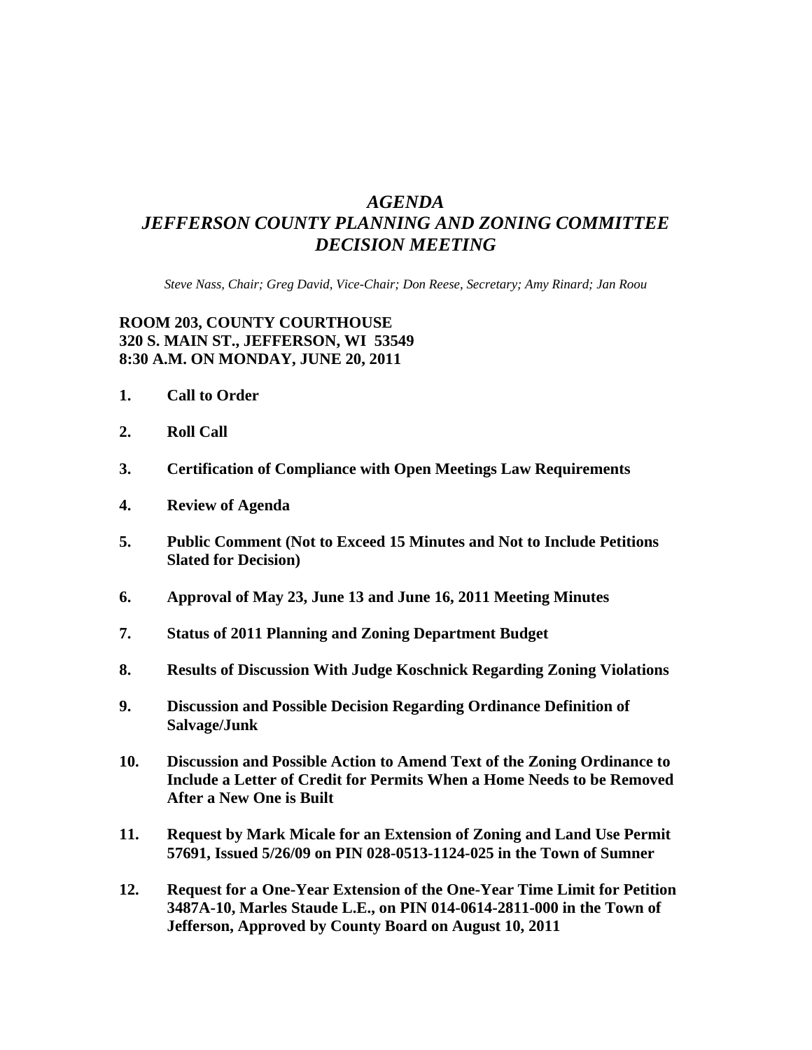# *AGENDA*
# *JEFFERSON COUNTY PLANNING AND ZONING COMMITTEE*
# *DECISION MEETING*

*Steve Nass, Chair; Greg David, Vice-Chair; Don Reese, Secretary; Amy Rinard; Jan Roou*

**ROOM 203, COUNTY COURTHOUSE**
**320 S. MAIN ST., JEFFERSON, WI 53549**
**8:30 A.M. ON MONDAY, JUNE 20, 2011**

1. **Call to Order**

2. **Roll Call**

3. **Certification of Compliance with Open Meetings Law Requirements**

4. **Review of Agenda**

5. **Public Comment (Not to Exceed 15 Minutes and Not to Include Petitions Slated for Decision)**

6. **Approval of May 23, June 13 and June 16, 2011 Meeting Minutes**

7. **Status of 2011 Planning and Zoning Department Budget**

8. **Results of Discussion With Judge Koschnick Regarding Zoning Violations**

9. **Discussion and Possible Decision Regarding Ordinance Definition of Salvage/Junk**

10. **Discussion and Possible Action to Amend Text of the Zoning Ordinance to Include a Letter of Credit for Permits When a Home Needs to be Removed After a New One is Built**

11. **Request by Mark Micale for an Extension of Zoning and Land Use Permit 57691, Issued 5/26/09 on PIN 028-0513-1124-025 in the Town of Sumner**

12. **Request for a One-Year Extension of the One-Year Time Limit for Petition 3487A-10, Marles Staude L.E., on PIN 014-0614-2811-000 in the Town of Jefferson, Approved by County Board on August 10, 2011**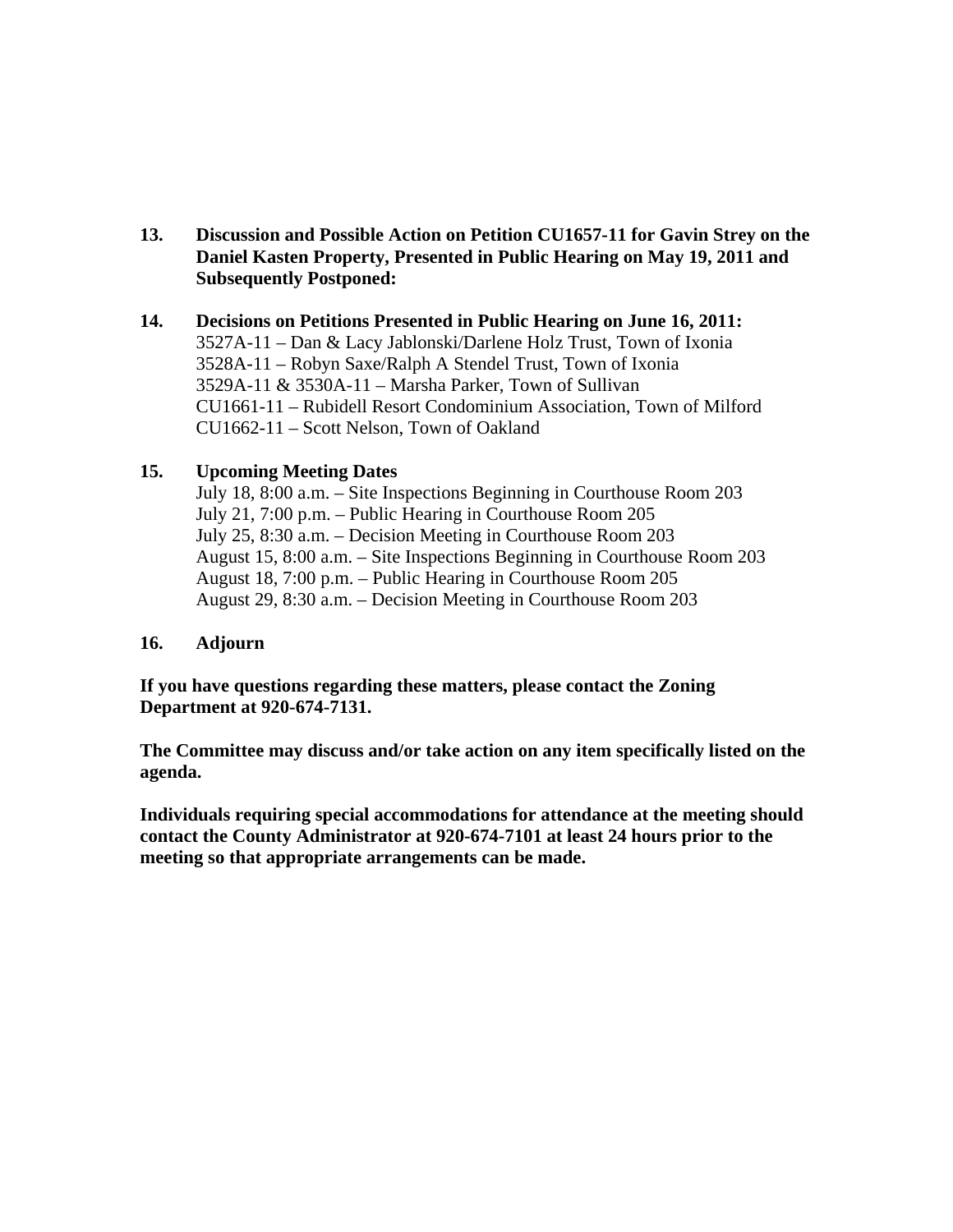**13. Discussion and Possible Action on Petition CU1657-11 for Gavin Strey on the Daniel Kasten Property, Presented in Public Hearing on May 19, 2011 and Subsequently Postponed:**

**14. Decisions on Petitions Presented in Public Hearing on June 16, 2011:**

3527A-11 – Dan & Lacy Jablonski/Darlene Holz Trust, Town of Ixonia
3528A-11 – Robyn Saxe/Ralph A Stendel Trust, Town of Ixonia
3529A-11 & 3530A-11 – Marsha Parker, Town of Sullivan
CU1661-11 – Rubidell Resort Condominium Association, Town of Milford
CU1662-11 – Scott Nelson, Town of Oakland

**15. Upcoming Meeting Dates**

July 18, 8:00 a.m. – Site Inspections Beginning in Courthouse Room 203
July 21, 7:00 p.m. – Public Hearing in Courthouse Room 205
July 25, 8:30 a.m. – Decision Meeting in Courthouse Room 203
August 15, 8:00 a.m. – Site Inspections Beginning in Courthouse Room 203
August 18, 7:00 p.m. – Public Hearing in Courthouse Room 205
August 29, 8:30 a.m. – Decision Meeting in Courthouse Room 203

**16. Adjourn**

**If you have questions regarding these matters, please contact the Zoning Department at 920-674-7131.**

**The Committee may discuss and/or take action on any item specifically listed on the agenda.**

**Individuals requiring special accommodations for attendance at the meeting should contact the County Administrator at 920-674-7101 at least 24 hours prior to the meeting so that appropriate arrangements can be made.**